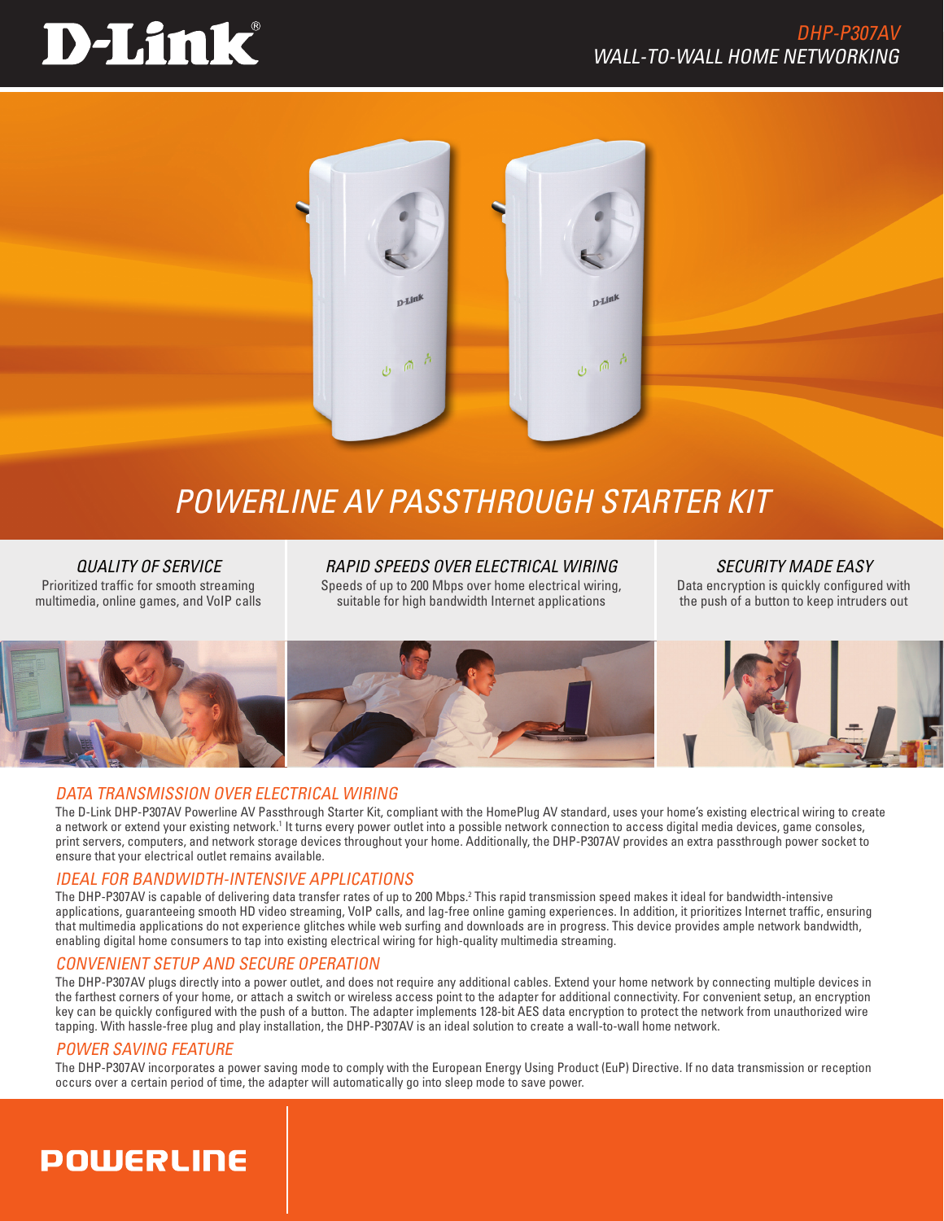# D-Link

DHP-P307AV

WALL-TO-WALL HOME NETWORKING

## POWERLINE AV PASSTHROUGH STARTER KIT

### QUALITY OF SERVICE

Prioritized traffic for smooth streaming multimedia, online games, and VoIP calls

### RAPID SPEEDS OVER ELECTRICAL WIRING

Speeds of up to 200 Mbps over home electrical wiring, suitable for high bandwidth Internet applications

### SECURITY MADE EASY

Data encryption is quickly configured with the push of a button to keep intruders out

## DATA TRANSMISSION OVER ELECTRICAL WIRING

The D-Link DHP-P307AV Powerline AV Passthrough Starter Kit, compliant with the HomePlug AV standard, uses your home's existing electrical wiring to create a network or extend your existing network.[1] It turns every power outlet into a possible network connection to access digital media devices, game consoles, print servers, computers, and network storage devices throughout your home. Additionally, the DHP-P307AV provides an extra passthrough power socket to ensure that your electrical outlet remains available.

## IDEAL FOR BANDWIDTH-INTENSIVE APPLICATIONS

The DHP-P307AV is capable of delivering data transfer rates of up to 200 Mbps.[2] This rapid transmission speed makes it ideal for bandwidth-intensive applications, guaranteeing smooth HD video streaming, VoIP calls, and lag-free online gaming experiences. In addition, it prioritizes Internet traffic, ensuring that multimedia applications do not experience glitches while web surfing and downloads are in progress. This device provides ample network bandwidth, enabling digital home consumers to tap into existing electrical wiring for high-quality multimedia streaming.

## CONVENIENT SETUP AND SECURE OPERATION

The DHP-P307AV plugs directly into a power outlet, and does not require any additional cables. Extend your home network by connecting multiple devices in the farthest corners of your home, or attach a switch or wireless access point to the adapter for additional connectivity. For convenient setup, an encryption key can be quickly configured with the push of a button. The adapter implements 128-bit AES data encryption to protect the network from unauthorized wire tapping. With hassle-free plug and play installation, the DHP-P307AV is an ideal solution to create a wall-to-wall home network.

## POWER SAVING FEATURE

The DHP-P307AV incorporates a power saving mode to comply with the European Energy Using Product (EuP) Directive. If no data transmission or reception occurs over a certain period of time, the adapter will automatically go into sleep mode to save power.

POWERLINE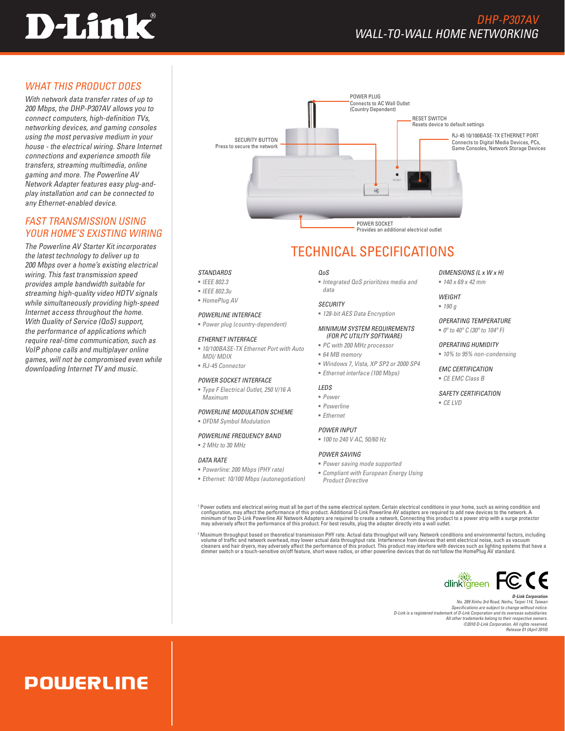# D-Link

## DHP-P307AV
## WALL-TO-WALL HOME NETWORKING

### WHAT THIS PRODUCT DOES

*With network data transfer rates of up to 200 Mbps, the DHP-P307AV allows you to connect computers, high-definition TVs, networking devices, and gaming consoles using the most pervasive medium in your house - the electrical wiring. Share Internet connections and experience smooth file transfers, streaming multimedia, online gaming and more. The Powerline AV Network Adapter features easy plug-and-play installation and can be connected to any Ethernet-enabled device.*

### FAST TRANSMISSION USING YOUR HOME'S EXISTING WIRING

*The Powerline AV Starter Kit incorporates the latest technology to deliver up to 200 Mbps over a home's existing electrical wiring. This fast transmission speed provides ample bandwidth suitable for streaming high-quality video HDTV signals while simultaneously providing high-speed Internet access throughout the home. With Quality of Service (QoS) support, the performance of applications which require real-time communication, such as VoIP phone calls and multiplayer online games, will not be compromised even while downloading Internet TV and music.*

POWER PLUG
Connects to AC Wall Outlet (Country Dependent)

RESET SWITCH
Resets device to default settings

RJ-45 10/100BASE-TX ETHERNET PORT
Connects to Digital Media Devices, PCs, Game Consoles, Network Storage Devices

SECURITY BUTTON
Press to secure the network

POWER SOCKET
Provides an additional electrical outlet

## TECHNICAL SPECIFICATIONS

**STANDARDS**
- IEEE 802.3
- IEEE 802.3u
- HomePlug AV

**POWERLINE INTERFACE**
- Power plug (country-dependent)

**ETHERNET INTERFACE**
- 10/100BASE-TX Ethernet Port with Auto MDI/ MDIX
- RJ-45 Connector

**POWER SOCKET INTERFACE**
- Type F Electrical Outlet, 250 V/16 A Maximum

**POWERLINE MODULATION SCHEME**
- OFDM Symbol Modulation

**POWERLINE FREQUENCY BAND**
- 2 MHz to 30 MHz

**DATA RATE**
- Powerline: 200 Mbps (PHY rate)
- Ethernet: 10/100 Mbps (autonegotiation)

**QoS**
- Integrated QoS prioritizes media and data

**SECURITY**
- 128-bit AES Data Encryption

**MINIMUM SYSTEM REQUIREMENTS (FOR PC UTILITY SOFTWARE)**
- PC with 200 MHz processor
- 64 MB memory
- Windows 7, Vista, XP SP2 or 2000 SP4
- Ethernet interface (100 Mbps)

**LEDS**
- Power
- Powerline
- Ethernet

**POWER INPUT**
- 100 to 240 V AC, 50/60 Hz

**POWER SAVING**
- Power saving mode supported
- Compliant with European Energy Using Product Directive

**DIMENSIONS (L x W x H)**
- 140 x 69 x 42 mm

**WEIGHT**
- 190 g

**OPERATING TEMPERATURE**
- 0° to 40° C (30° to 104° F)

**OPERATING HUMIDITY**
- 10% to 95% non-condensing

**EMC CERTIFICATION**
- CE EMC Class B

**SAFETY CERTIFICATION**
- CE LVD

[1] Power outlets and electrical wiring must all be part of the same electrical system. Certain electrical conditions in your home, such as wiring condition and configuration, may affect the performance of this product. Additional D-Link Powerline AV adapters are required to add new devices to the network. A minimum of two D-Link Powerline AV Network Adapters are required to create a network. Connecting this product to a power strip with a surge protector may adversely affect the performance of this product. For best results, plug the adapter directly into a wall outlet.

[2] Maximum throughput based on theoretical transmission PHY rate. Actual data throughput will vary. Network conditions and environmental factors, including volume of traffic and network overhead, may lower actual data throughput rate. Interference from devices that emit electrical noise, such as vacuum cleaners and hair dryers, may adversely affect the performance of this product. This product may interfere with devices such as lighting systems that have a dimmer switch or a touch-sensitive on/off feature, short wave radios, or other powerline devices that do not follow the HomePlug AV standard.

dlink green

**D-Link Corporation**
No. 289 Xinhu 3rd Road, Neihu, Taipei 114, Taiwan
Specifications are subject to change without notice.
D-Link is a registered trademark of D-Link Corporation and its overseas subsidiaries.
All other trademarks belong to their respective owners.
©2010 D-Link Corporation. All rights reserved.
Release 01 (April 2010)

POWERLINE